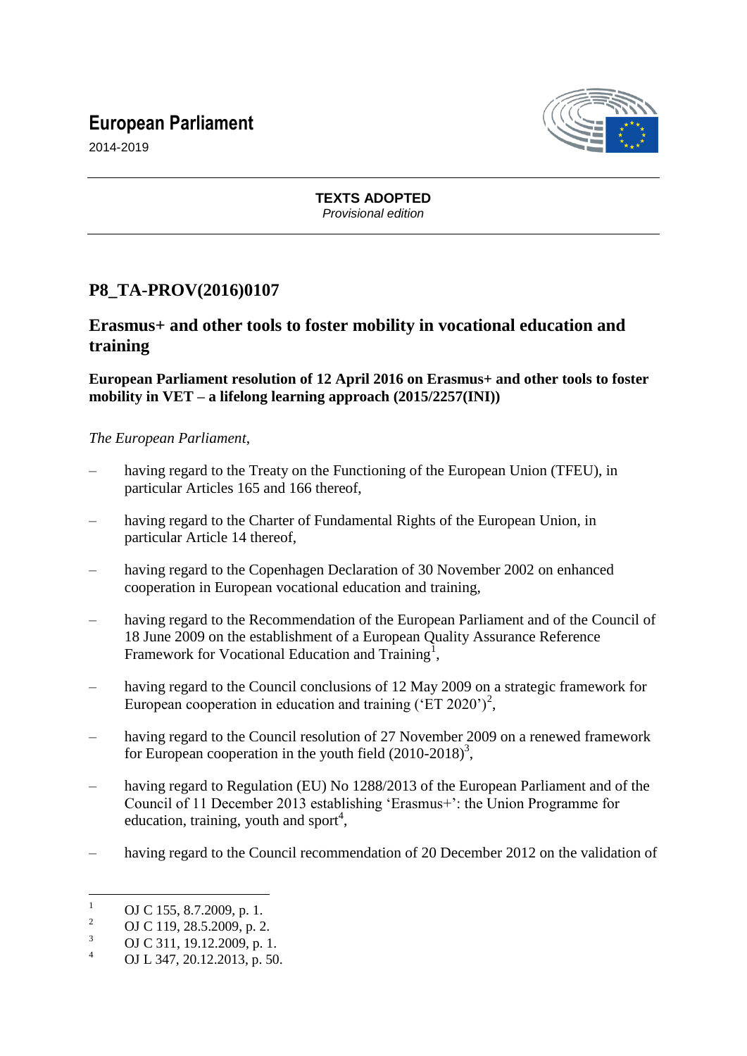**European Parliament**

2014-2019

**TEXTS ADOPTED**

*Provisional edition*

# P8_TA-PROV(2016)0107

## Erasmus+ and other tools to foster mobility in vocational education and training

**European Parliament resolution of 12 April 2016 on Erasmus+ and other tools to foster mobility in VET – a lifelong learning approach (2015/2257(INI))**

*The European Parliament*,

– having regard to the Treaty on the Functioning of the European Union (TFEU), in particular Articles 165 and 166 thereof,

– having regard to the Charter of Fundamental Rights of the European Union, in particular Article 14 thereof,

– having regard to the Copenhagen Declaration of 30 November 2002 on enhanced cooperation in European vocational education and training,

– having regard to the Recommendation of the European Parliament and of the Council of 18 June 2009 on the establishment of a European Quality Assurance Reference Framework for Vocational Education and Training[1],

– having regard to the Council conclusions of 12 May 2009 on a strategic framework for European cooperation in education and training ('ET 2020')[2],

– having regard to the Council resolution of 27 November 2009 on a renewed framework for European cooperation in the youth field (2010-2018)[3],

– having regard to Regulation (EU) No 1288/2013 of the European Parliament and of the Council of 11 December 2013 establishing 'Erasmus+': the Union Programme for education, training, youth and sport[4],

– having regard to the Council recommendation of 20 December 2012 on the validation of

---

[1] OJ C 155, 8.7.2009, p. 1.

[2] OJ C 119, 28.5.2009, p. 2.

[3] OJ C 311, 19.12.2009, p. 1.

[4] OJ L 347, 20.12.2013, p. 50.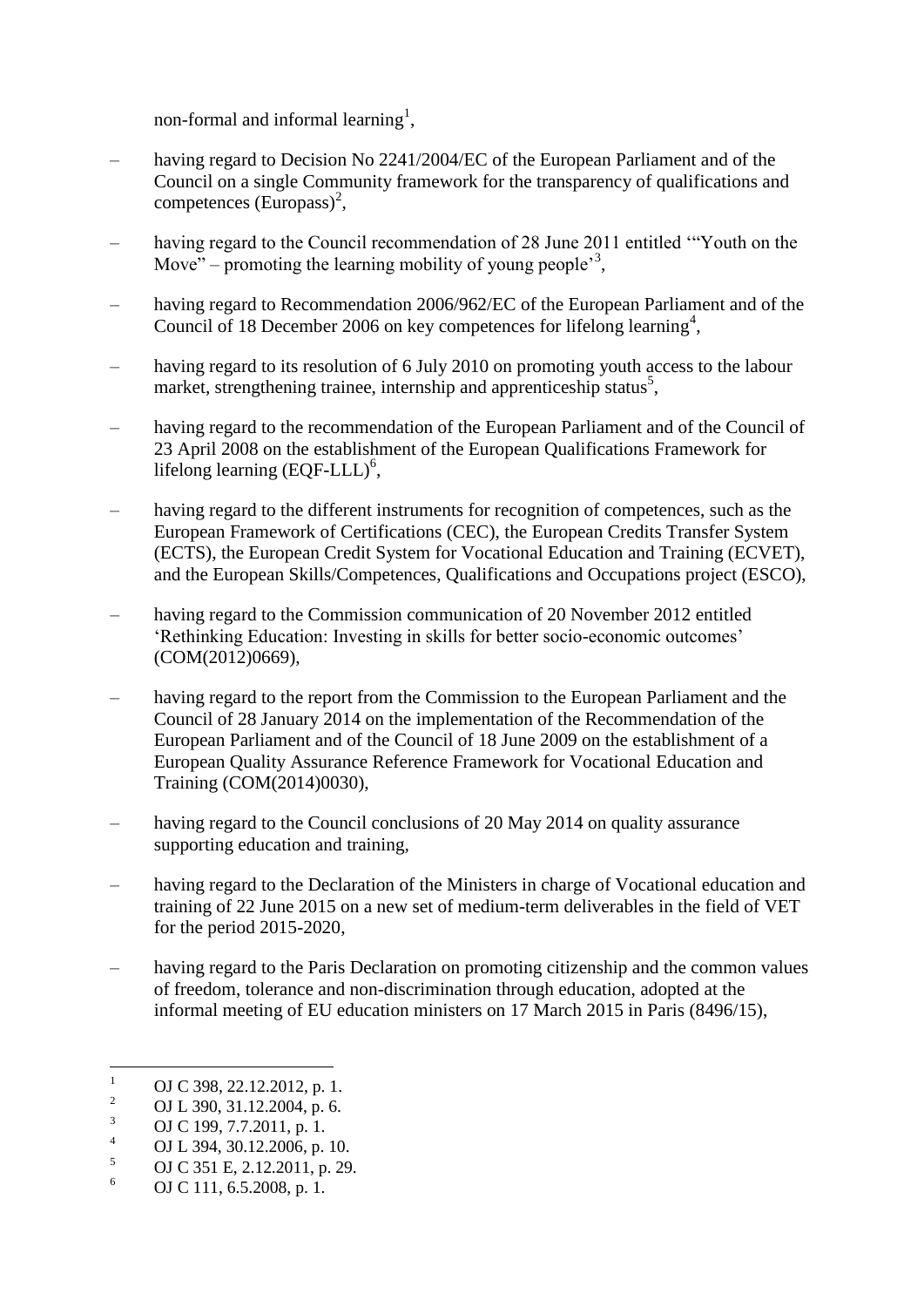non-formal and informal learning[1],

– having regard to Decision No 2241/2004/EC of the European Parliament and of the Council on a single Community framework for the transparency of qualifications and competences (Europass)[2],

– having regard to the Council recommendation of 28 June 2011 entitled '"Youth on the Move" – promoting the learning mobility of young people'[3],

– having regard to Recommendation 2006/962/EC of the European Parliament and of the Council of 18 December 2006 on key competences for lifelong learning[4],

– having regard to its resolution of 6 July 2010 on promoting youth access to the labour market, strengthening trainee, internship and apprenticeship status[5],

– having regard to the recommendation of the European Parliament and of the Council of 23 April 2008 on the establishment of the European Qualifications Framework for lifelong learning (EQF-LLL)[6],

– having regard to the different instruments for recognition of competences, such as the European Framework of Certifications (CEC), the European Credits Transfer System (ECTS), the European Credit System for Vocational Education and Training (ECVET), and the European Skills/Competences, Qualifications and Occupations project (ESCO),

– having regard to the Commission communication of 20 November 2012 entitled 'Rethinking Education: Investing in skills for better socio-economic outcomes' (COM(2012)0669),

– having regard to the report from the Commission to the European Parliament and the Council of 28 January 2014 on the implementation of the Recommendation of the European Parliament and of the Council of 18 June 2009 on the establishment of a European Quality Assurance Reference Framework for Vocational Education and Training (COM(2014)0030),

– having regard to the Council conclusions of 20 May 2014 on quality assurance supporting education and training,

– having regard to the Declaration of the Ministers in charge of Vocational education and training of 22 June 2015 on a new set of medium-term deliverables in the field of VET for the period 2015-2020,

– having regard to the Paris Declaration on promoting citizenship and the common values of freedom, tolerance and non-discrimination through education, adopted at the informal meeting of EU education ministers on 17 March 2015 in Paris (8496/15),

---

[1] OJ C 398, 22.12.2012, p. 1.
[2] OJ L 390, 31.12.2004, p. 6.
[3] OJ C 199, 7.7.2011, p. 1.
[4] OJ L 394, 30.12.2006, p. 10.
[5] OJ C 351 E, 2.12.2011, p. 29.
[6] OJ C 111, 6.5.2008, p. 1.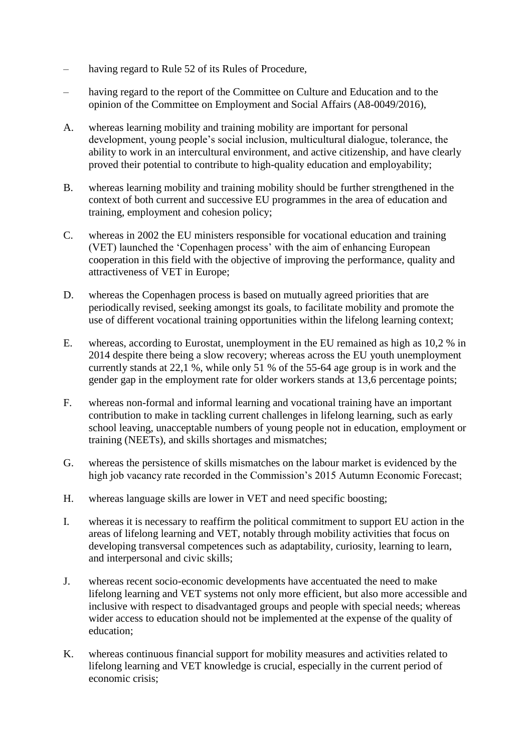– having regard to Rule 52 of its Rules of Procedure,

– having regard to the report of the Committee on Culture and Education and to the opinion of the Committee on Employment and Social Affairs (A8-0049/2016),

A. whereas learning mobility and training mobility are important for personal development, young people's social inclusion, multicultural dialogue, tolerance, the ability to work in an intercultural environment, and active citizenship, and have clearly proved their potential to contribute to high-quality education and employability;

B. whereas learning mobility and training mobility should be further strengthened in the context of both current and successive EU programmes in the area of education and training, employment and cohesion policy;

C. whereas in 2002 the EU ministers responsible for vocational education and training (VET) launched the 'Copenhagen process' with the aim of enhancing European cooperation in this field with the objective of improving the performance, quality and attractiveness of VET in Europe;

D. whereas the Copenhagen process is based on mutually agreed priorities that are periodically revised, seeking amongst its goals, to facilitate mobility and promote the use of different vocational training opportunities within the lifelong learning context;

E. whereas, according to Eurostat, unemployment in the EU remained as high as 10,2 % in 2014 despite there being a slow recovery; whereas across the EU youth unemployment currently stands at 22,1 %, while only 51 % of the 55-64 age group is in work and the gender gap in the employment rate for older workers stands at 13,6 percentage points;

F. whereas non-formal and informal learning and vocational training have an important contribution to make in tackling current challenges in lifelong learning, such as early school leaving, unacceptable numbers of young people not in education, employment or training (NEETs), and skills shortages and mismatches;

G. whereas the persistence of skills mismatches on the labour market is evidenced by the high job vacancy rate recorded in the Commission's 2015 Autumn Economic Forecast;

H. whereas language skills are lower in VET and need specific boosting;

I. whereas it is necessary to reaffirm the political commitment to support EU action in the areas of lifelong learning and VET, notably through mobility activities that focus on developing transversal competences such as adaptability, curiosity, learning to learn, and interpersonal and civic skills;

J. whereas recent socio-economic developments have accentuated the need to make lifelong learning and VET systems not only more efficient, but also more accessible and inclusive with respect to disadvantaged groups and people with special needs; whereas wider access to education should not be implemented at the expense of the quality of education;

K. whereas continuous financial support for mobility measures and activities related to lifelong learning and VET knowledge is crucial, especially in the current period of economic crisis;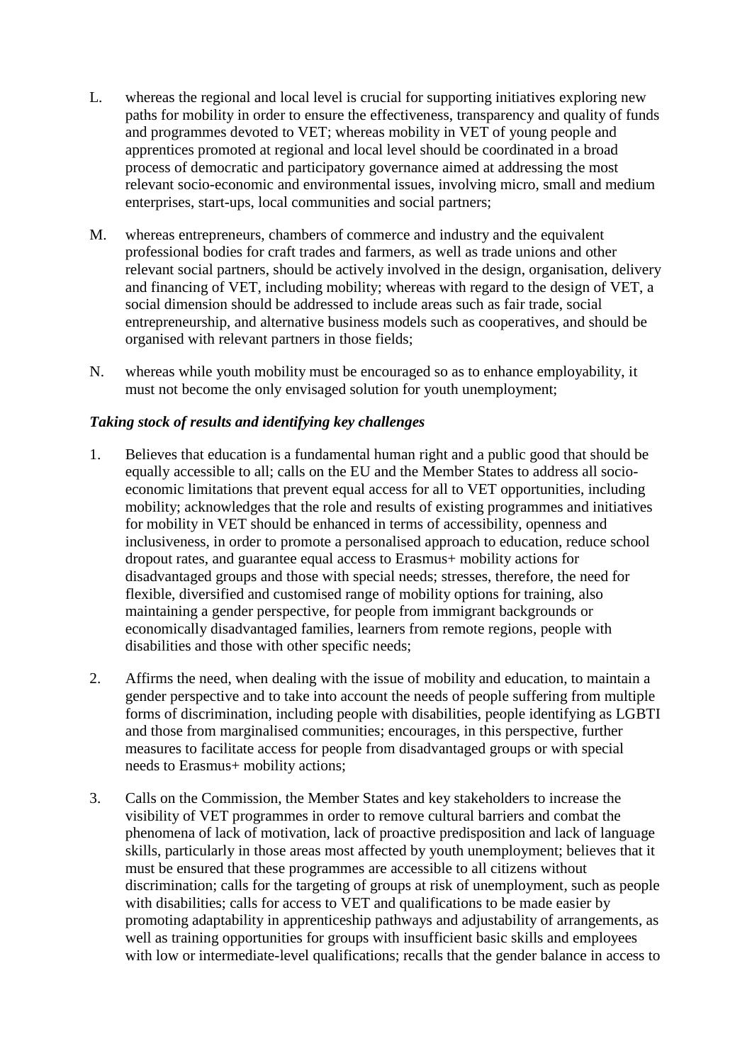L. whereas the regional and local level is crucial for supporting initiatives exploring new paths for mobility in order to ensure the effectiveness, transparency and quality of funds and programmes devoted to VET; whereas mobility in VET of young people and apprentices promoted at regional and local level should be coordinated in a broad process of democratic and participatory governance aimed at addressing the most relevant socio-economic and environmental issues, involving micro, small and medium enterprises, start-ups, local communities and social partners;

M. whereas entrepreneurs, chambers of commerce and industry and the equivalent professional bodies for craft trades and farmers, as well as trade unions and other relevant social partners, should be actively involved in the design, organisation, delivery and financing of VET, including mobility; whereas with regard to the design of VET, a social dimension should be addressed to include areas such as fair trade, social entrepreneurship, and alternative business models such as cooperatives, and should be organised with relevant partners in those fields;

N. whereas while youth mobility must be encouraged so as to enhance employability, it must not become the only envisaged solution for youth unemployment;

***Taking stock of results and identifying key challenges***

1. Believes that education is a fundamental human right and a public good that should be equally accessible to all; calls on the EU and the Member States to address all socio-economic limitations that prevent equal access for all to VET opportunities, including mobility; acknowledges that the role and results of existing programmes and initiatives for mobility in VET should be enhanced in terms of accessibility, openness and inclusiveness, in order to promote a personalised approach to education, reduce school dropout rates, and guarantee equal access to Erasmus+ mobility actions for disadvantaged groups and those with special needs; stresses, therefore, the need for flexible, diversified and customised range of mobility options for training, also maintaining a gender perspective, for people from immigrant backgrounds or economically disadvantaged families, learners from remote regions, people with disabilities and those with other specific needs;

2. Affirms the need, when dealing with the issue of mobility and education, to maintain a gender perspective and to take into account the needs of people suffering from multiple forms of discrimination, including people with disabilities, people identifying as LGBTI and those from marginalised communities; encourages, in this perspective, further measures to facilitate access for people from disadvantaged groups or with special needs to Erasmus+ mobility actions;

3. Calls on the Commission, the Member States and key stakeholders to increase the visibility of VET programmes in order to remove cultural barriers and combat the phenomena of lack of motivation, lack of proactive predisposition and lack of language skills, particularly in those areas most affected by youth unemployment; believes that it must be ensured that these programmes are accessible to all citizens without discrimination; calls for the targeting of groups at risk of unemployment, such as people with disabilities; calls for access to VET and qualifications to be made easier by promoting adaptability in apprenticeship pathways and adjustability of arrangements, as well as training opportunities for groups with insufficient basic skills and employees with low or intermediate-level qualifications; recalls that the gender balance in access to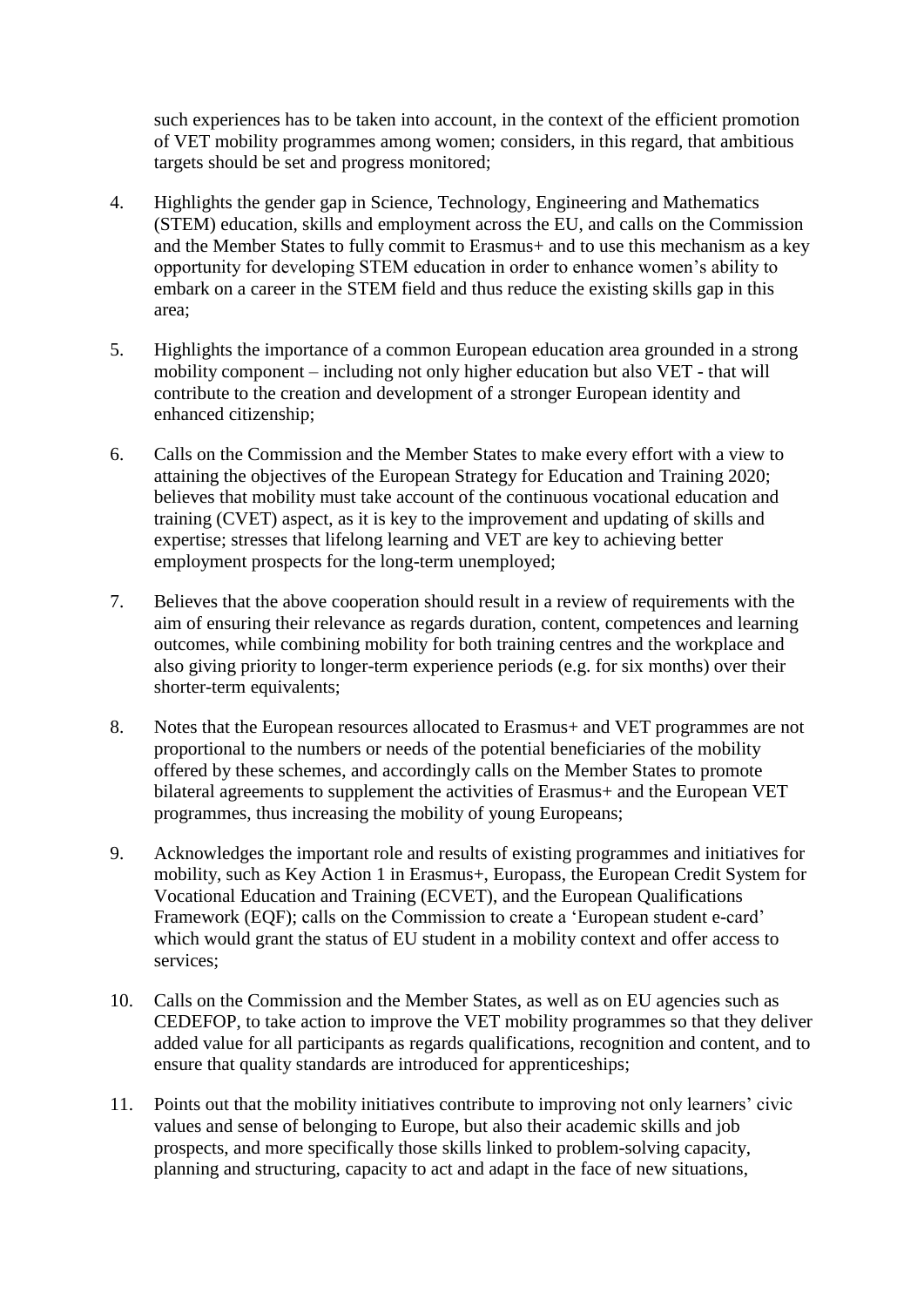such experiences has to be taken into account, in the context of the efficient promotion of VET mobility programmes among women; considers, in this regard, that ambitious targets should be set and progress monitored;

4. Highlights the gender gap in Science, Technology, Engineering and Mathematics (STEM) education, skills and employment across the EU, and calls on the Commission and the Member States to fully commit to Erasmus+ and to use this mechanism as a key opportunity for developing STEM education in order to enhance women's ability to embark on a career in the STEM field and thus reduce the existing skills gap in this area;

5. Highlights the importance of a common European education area grounded in a strong mobility component – including not only higher education but also VET - that will contribute to the creation and development of a stronger European identity and enhanced citizenship;

6. Calls on the Commission and the Member States to make every effort with a view to attaining the objectives of the European Strategy for Education and Training 2020; believes that mobility must take account of the continuous vocational education and training (CVET) aspect, as it is key to the improvement and updating of skills and expertise; stresses that lifelong learning and VET are key to achieving better employment prospects for the long-term unemployed;

7. Believes that the above cooperation should result in a review of requirements with the aim of ensuring their relevance as regards duration, content, competences and learning outcomes, while combining mobility for both training centres and the workplace and also giving priority to longer-term experience periods (e.g. for six months) over their shorter-term equivalents;

8. Notes that the European resources allocated to Erasmus+ and VET programmes are not proportional to the numbers or needs of the potential beneficiaries of the mobility offered by these schemes, and accordingly calls on the Member States to promote bilateral agreements to supplement the activities of Erasmus+ and the European VET programmes, thus increasing the mobility of young Europeans;

9. Acknowledges the important role and results of existing programmes and initiatives for mobility, such as Key Action 1 in Erasmus+, Europass, the European Credit System for Vocational Education and Training (ECVET), and the European Qualifications Framework (EQF); calls on the Commission to create a 'European student e-card' which would grant the status of EU student in a mobility context and offer access to services;

10. Calls on the Commission and the Member States, as well as on EU agencies such as CEDEFOP, to take action to improve the VET mobility programmes so that they deliver added value for all participants as regards qualifications, recognition and content, and to ensure that quality standards are introduced for apprenticeships;

11. Points out that the mobility initiatives contribute to improving not only learners' civic values and sense of belonging to Europe, but also their academic skills and job prospects, and more specifically those skills linked to problem-solving capacity, planning and structuring, capacity to act and adapt in the face of new situations,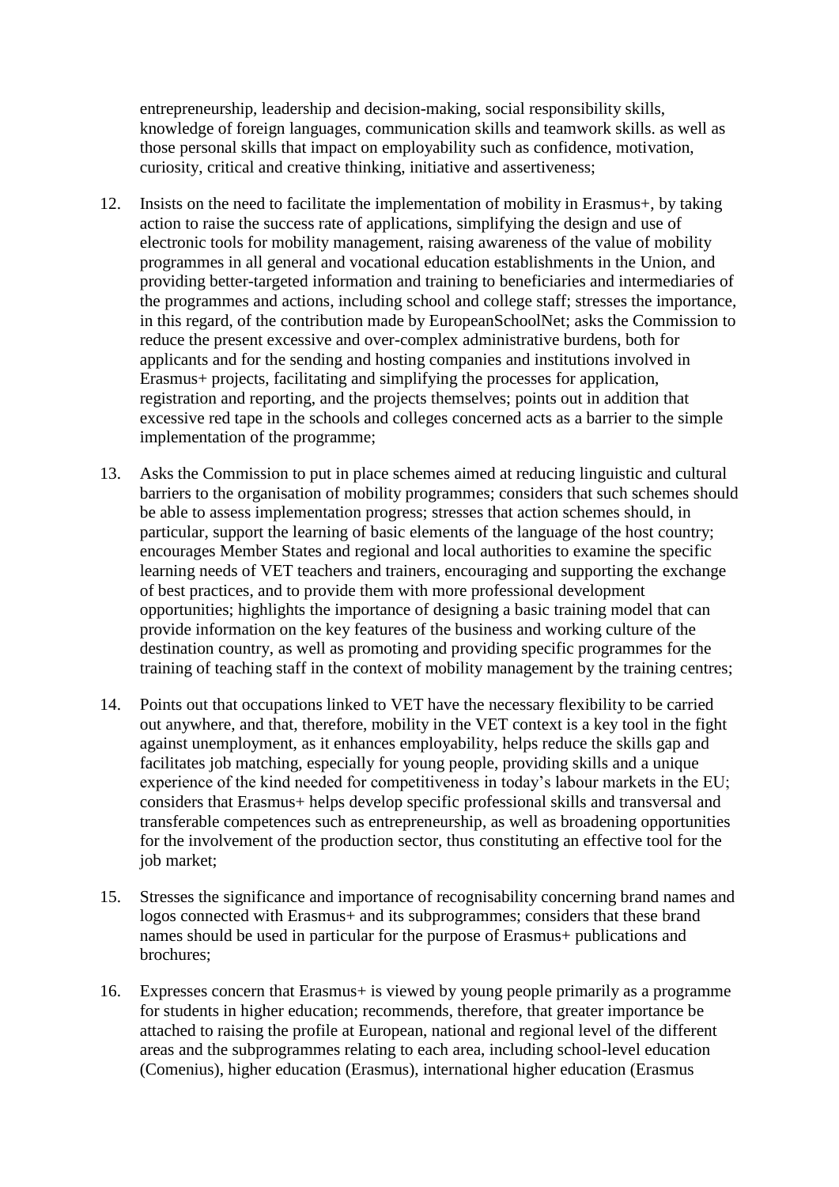entrepreneurship, leadership and decision-making, social responsibility skills, knowledge of foreign languages, communication skills and teamwork skills. as well as those personal skills that impact on employability such as confidence, motivation, curiosity, critical and creative thinking, initiative and assertiveness;

12. Insists on the need to facilitate the implementation of mobility in Erasmus+, by taking action to raise the success rate of applications, simplifying the design and use of electronic tools for mobility management, raising awareness of the value of mobility programmes in all general and vocational education establishments in the Union, and providing better-targeted information and training to beneficiaries and intermediaries of the programmes and actions, including school and college staff; stresses the importance, in this regard, of the contribution made by EuropeanSchoolNet; asks the Commission to reduce the present excessive and over-complex administrative burdens, both for applicants and for the sending and hosting companies and institutions involved in Erasmus+ projects, facilitating and simplifying the processes for application, registration and reporting, and the projects themselves; points out in addition that excessive red tape in the schools and colleges concerned acts as a barrier to the simple implementation of the programme;

13. Asks the Commission to put in place schemes aimed at reducing linguistic and cultural barriers to the organisation of mobility programmes; considers that such schemes should be able to assess implementation progress; stresses that action schemes should, in particular, support the learning of basic elements of the language of the host country; encourages Member States and regional and local authorities to examine the specific learning needs of VET teachers and trainers, encouraging and supporting the exchange of best practices, and to provide them with more professional development opportunities; highlights the importance of designing a basic training model that can provide information on the key features of the business and working culture of the destination country, as well as promoting and providing specific programmes for the training of teaching staff in the context of mobility management by the training centres;

14. Points out that occupations linked to VET have the necessary flexibility to be carried out anywhere, and that, therefore, mobility in the VET context is a key tool in the fight against unemployment, as it enhances employability, helps reduce the skills gap and facilitates job matching, especially for young people, providing skills and a unique experience of the kind needed for competitiveness in today's labour markets in the EU; considers that Erasmus+ helps develop specific professional skills and transversal and transferable competences such as entrepreneurship, as well as broadening opportunities for the involvement of the production sector, thus constituting an effective tool for the job market;

15. Stresses the significance and importance of recognisability concerning brand names and logos connected with Erasmus+ and its subprogrammes; considers that these brand names should be used in particular for the purpose of Erasmus+ publications and brochures;

16. Expresses concern that Erasmus+ is viewed by young people primarily as a programme for students in higher education; recommends, therefore, that greater importance be attached to raising the profile at European, national and regional level of the different areas and the subprogrammes relating to each area, including school-level education (Comenius), higher education (Erasmus), international higher education (Erasmus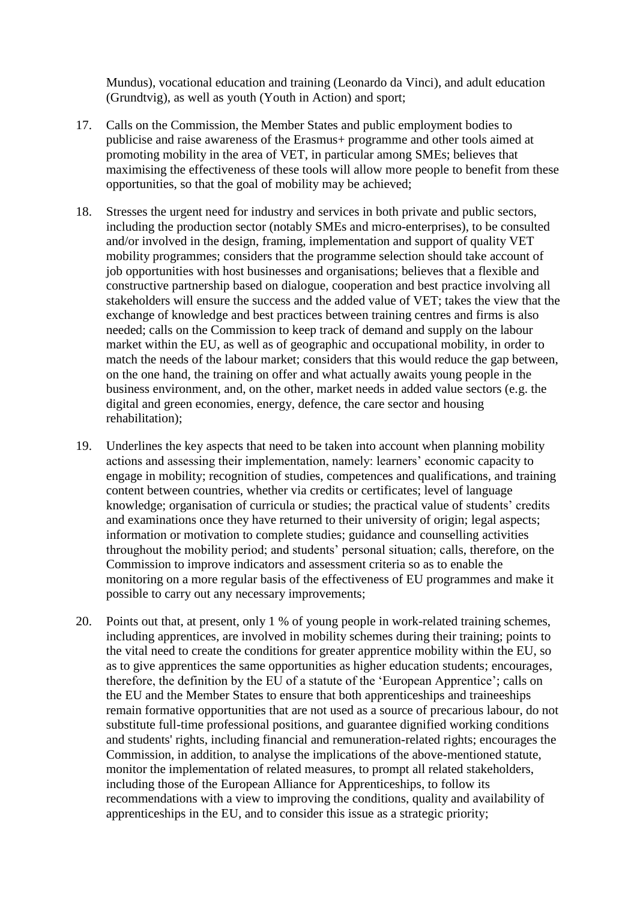Mundus), vocational education and training (Leonardo da Vinci), and adult education (Grundtvig), as well as youth (Youth in Action) and sport;

17. Calls on the Commission, the Member States and public employment bodies to publicise and raise awareness of the Erasmus+ programme and other tools aimed at promoting mobility in the area of VET, in particular among SMEs; believes that maximising the effectiveness of these tools will allow more people to benefit from these opportunities, so that the goal of mobility may be achieved;

18. Stresses the urgent need for industry and services in both private and public sectors, including the production sector (notably SMEs and micro-enterprises), to be consulted and/or involved in the design, framing, implementation and support of quality VET mobility programmes; considers that the programme selection should take account of job opportunities with host businesses and organisations; believes that a flexible and constructive partnership based on dialogue, cooperation and best practice involving all stakeholders will ensure the success and the added value of VET; takes the view that the exchange of knowledge and best practices between training centres and firms is also needed; calls on the Commission to keep track of demand and supply on the labour market within the EU, as well as of geographic and occupational mobility, in order to match the needs of the labour market; considers that this would reduce the gap between, on the one hand, the training on offer and what actually awaits young people in the business environment, and, on the other, market needs in added value sectors (e.g. the digital and green economies, energy, defence, the care sector and housing rehabilitation);

19. Underlines the key aspects that need to be taken into account when planning mobility actions and assessing their implementation, namely: learners' economic capacity to engage in mobility; recognition of studies, competences and qualifications, and training content between countries, whether via credits or certificates; level of language knowledge; organisation of curricula or studies; the practical value of students' credits and examinations once they have returned to their university of origin; legal aspects; information or motivation to complete studies; guidance and counselling activities throughout the mobility period; and students' personal situation; calls, therefore, on the Commission to improve indicators and assessment criteria so as to enable the monitoring on a more regular basis of the effectiveness of EU programmes and make it possible to carry out any necessary improvements;

20. Points out that, at present, only 1 % of young people in work-related training schemes, including apprentices, are involved in mobility schemes during their training; points to the vital need to create the conditions for greater apprentice mobility within the EU, so as to give apprentices the same opportunities as higher education students; encourages, therefore, the definition by the EU of a statute of the 'European Apprentice'; calls on the EU and the Member States to ensure that both apprenticeships and traineeships remain formative opportunities that are not used as a source of precarious labour, do not substitute full-time professional positions, and guarantee dignified working conditions and students' rights, including financial and remuneration-related rights; encourages the Commission, in addition, to analyse the implications of the above-mentioned statute, monitor the implementation of related measures, to prompt all related stakeholders, including those of the European Alliance for Apprenticeships, to follow its recommendations with a view to improving the conditions, quality and availability of apprenticeships in the EU, and to consider this issue as a strategic priority;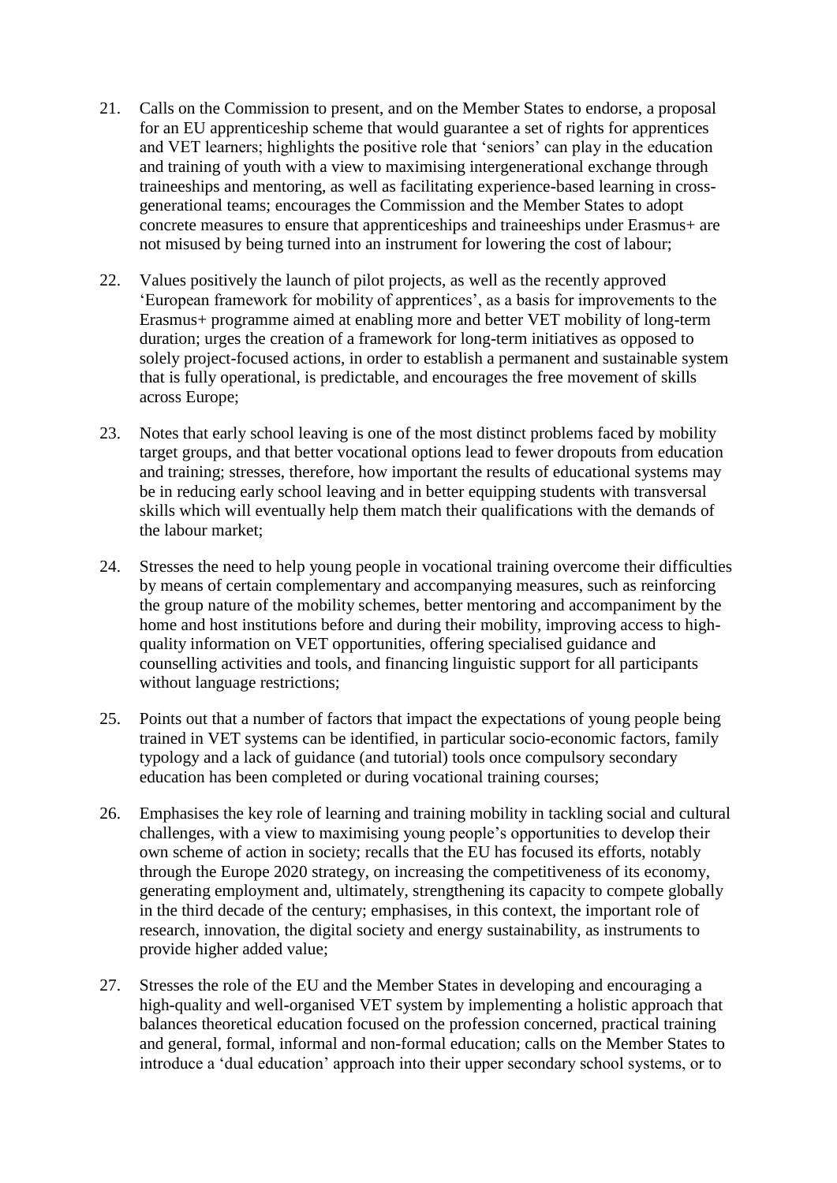21. Calls on the Commission to present, and on the Member States to endorse, a proposal for an EU apprenticeship scheme that would guarantee a set of rights for apprentices and VET learners; highlights the positive role that 'seniors' can play in the education and training of youth with a view to maximising intergenerational exchange through traineeships and mentoring, as well as facilitating experience-based learning in cross-generational teams; encourages the Commission and the Member States to adopt concrete measures to ensure that apprenticeships and traineeships under Erasmus+ are not misused by being turned into an instrument for lowering the cost of labour;

22. Values positively the launch of pilot projects, as well as the recently approved 'European framework for mobility of apprentices', as a basis for improvements to the Erasmus+ programme aimed at enabling more and better VET mobility of long-term duration; urges the creation of a framework for long-term initiatives as opposed to solely project-focused actions, in order to establish a permanent and sustainable system that is fully operational, is predictable, and encourages the free movement of skills across Europe;

23. Notes that early school leaving is one of the most distinct problems faced by mobility target groups, and that better vocational options lead to fewer dropouts from education and training; stresses, therefore, how important the results of educational systems may be in reducing early school leaving and in better equipping students with transversal skills which will eventually help them match their qualifications with the demands of the labour market;

24. Stresses the need to help young people in vocational training overcome their difficulties by means of certain complementary and accompanying measures, such as reinforcing the group nature of the mobility schemes, better mentoring and accompaniment by the home and host institutions before and during their mobility, improving access to high-quality information on VET opportunities, offering specialised guidance and counselling activities and tools, and financing linguistic support for all participants without language restrictions;

25. Points out that a number of factors that impact the expectations of young people being trained in VET systems can be identified, in particular socio-economic factors, family typology and a lack of guidance (and tutorial) tools once compulsory secondary education has been completed or during vocational training courses;

26. Emphasises the key role of learning and training mobility in tackling social and cultural challenges, with a view to maximising young people's opportunities to develop their own scheme of action in society; recalls that the EU has focused its efforts, notably through the Europe 2020 strategy, on increasing the competitiveness of its economy, generating employment and, ultimately, strengthening its capacity to compete globally in the third decade of the century; emphasises, in this context, the important role of research, innovation, the digital society and energy sustainability, as instruments to provide higher added value;

27. Stresses the role of the EU and the Member States in developing and encouraging a high-quality and well-organised VET system by implementing a holistic approach that balances theoretical education focused on the profession concerned, practical training and general, formal, informal and non-formal education; calls on the Member States to introduce a 'dual education' approach into their upper secondary school systems, or to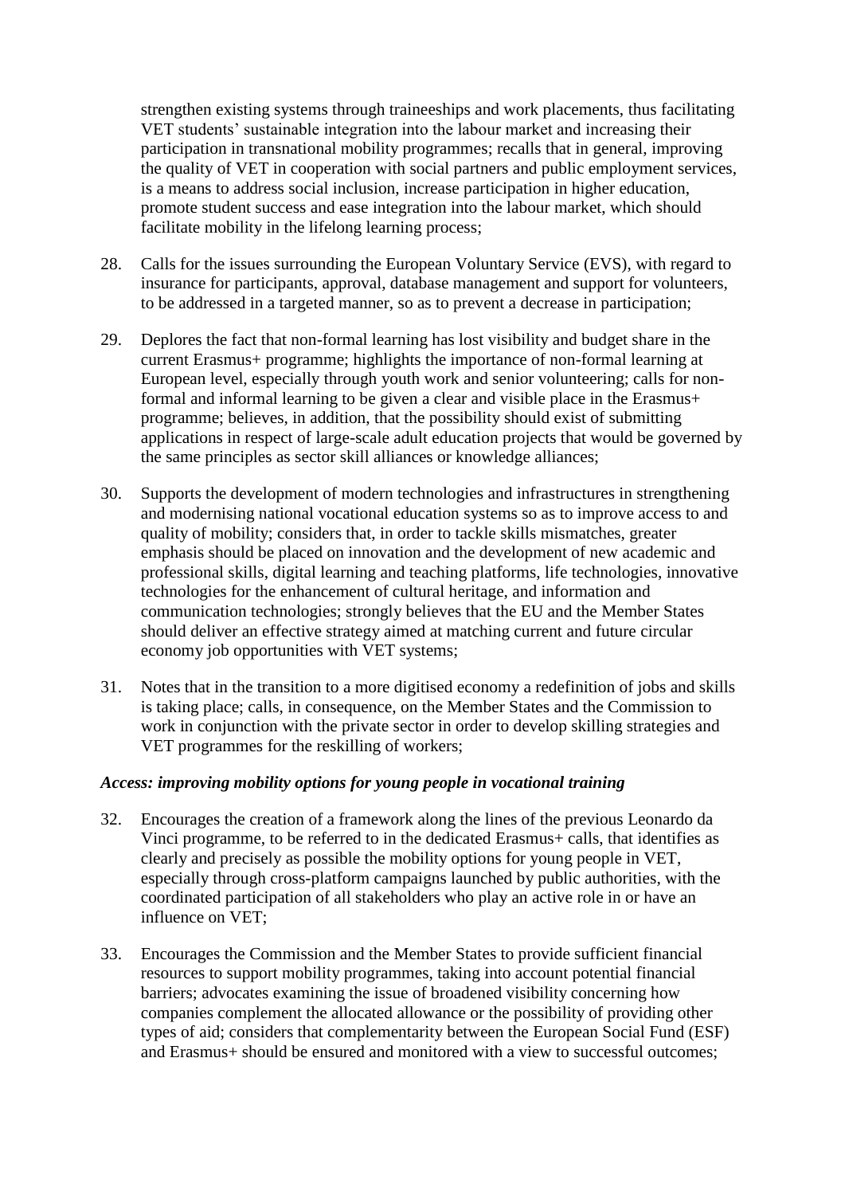strengthen existing systems through traineeships and work placements, thus facilitating VET students' sustainable integration into the labour market and increasing their participation in transnational mobility programmes; recalls that in general, improving the quality of VET in cooperation with social partners and public employment services, is a means to address social inclusion, increase participation in higher education, promote student success and ease integration into the labour market, which should facilitate mobility in the lifelong learning process;

28. Calls for the issues surrounding the European Voluntary Service (EVS), with regard to insurance for participants, approval, database management and support for volunteers, to be addressed in a targeted manner, so as to prevent a decrease in participation;

29. Deplores the fact that non-formal learning has lost visibility and budget share in the current Erasmus+ programme; highlights the importance of non-formal learning at European level, especially through youth work and senior volunteering; calls for non-formal and informal learning to be given a clear and visible place in the Erasmus+ programme; believes, in addition, that the possibility should exist of submitting applications in respect of large-scale adult education projects that would be governed by the same principles as sector skill alliances or knowledge alliances;

30. Supports the development of modern technologies and infrastructures in strengthening and modernising national vocational education systems so as to improve access to and quality of mobility; considers that, in order to tackle skills mismatches, greater emphasis should be placed on innovation and the development of new academic and professional skills, digital learning and teaching platforms, life technologies, innovative technologies for the enhancement of cultural heritage, and information and communication technologies; strongly believes that the EU and the Member States should deliver an effective strategy aimed at matching current and future circular economy job opportunities with VET systems;

31. Notes that in the transition to a more digitised economy a redefinition of jobs and skills is taking place; calls, in consequence, on the Member States and the Commission to work in conjunction with the private sector in order to develop skilling strategies and VET programmes for the reskilling of workers;

***Access: improving mobility options for young people in vocational training***

32. Encourages the creation of a framework along the lines of the previous Leonardo da Vinci programme, to be referred to in the dedicated Erasmus+ calls, that identifies as clearly and precisely as possible the mobility options for young people in VET, especially through cross-platform campaigns launched by public authorities, with the coordinated participation of all stakeholders who play an active role in or have an influence on VET;

33. Encourages the Commission and the Member States to provide sufficient financial resources to support mobility programmes, taking into account potential financial barriers; advocates examining the issue of broadened visibility concerning how companies complement the allocated allowance or the possibility of providing other types of aid; considers that complementarity between the European Social Fund (ESF) and Erasmus+ should be ensured and monitored with a view to successful outcomes;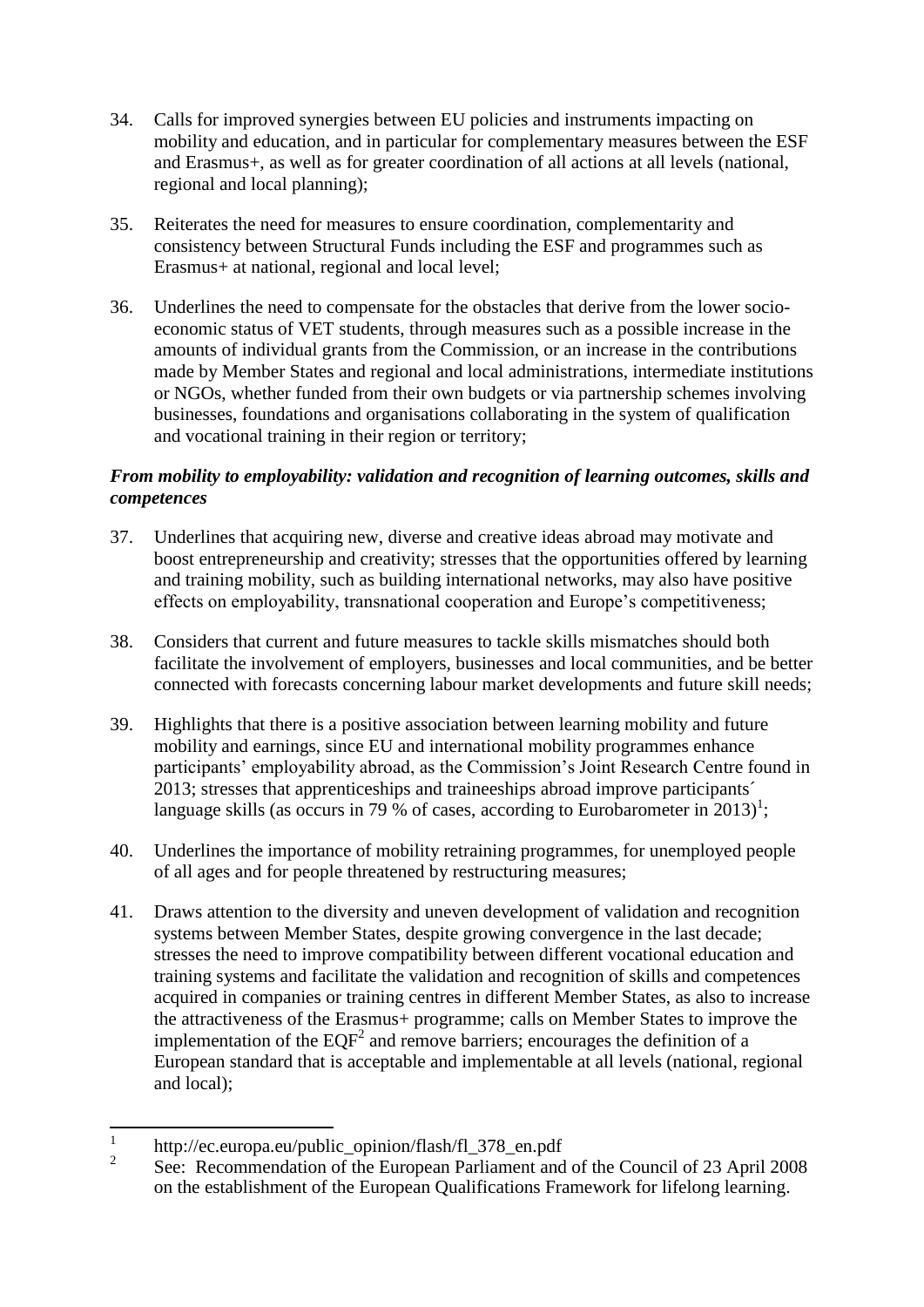34. Calls for improved synergies between EU policies and instruments impacting on mobility and education, and in particular for complementary measures between the ESF and Erasmus+, as well as for greater coordination of all actions at all levels (national, regional and local planning);

35. Reiterates the need for measures to ensure coordination, complementarity and consistency between Structural Funds including the ESF and programmes such as Erasmus+ at national, regional and local level;

36. Underlines the need to compensate for the obstacles that derive from the lower socio-economic status of VET students, through measures such as a possible increase in the amounts of individual grants from the Commission, or an increase in the contributions made by Member States and regional and local administrations, intermediate institutions or NGOs, whether funded from their own budgets or via partnership schemes involving businesses, foundations and organisations collaborating in the system of qualification and vocational training in their region or territory;

***From mobility to employability: validation and recognition of learning outcomes, skills and competences***

37. Underlines that acquiring new, diverse and creative ideas abroad may motivate and boost entrepreneurship and creativity; stresses that the opportunities offered by learning and training mobility, such as building international networks, may also have positive effects on employability, transnational cooperation and Europe's competitiveness;

38. Considers that current and future measures to tackle skills mismatches should both facilitate the involvement of employers, businesses and local communities, and be better connected with forecasts concerning labour market developments and future skill needs;

39. Highlights that there is a positive association between learning mobility and future mobility and earnings, since EU and international mobility programmes enhance participants' employability abroad, as the Commission's Joint Research Centre found in 2013; stresses that apprenticeships and traineeships abroad improve participants´ language skills (as occurs in 79 % of cases, according to Eurobarometer in 2013)[1];

40. Underlines the importance of mobility retraining programmes, for unemployed people of all ages and for people threatened by restructuring measures;

41. Draws attention to the diversity and uneven development of validation and recognition systems between Member States, despite growing convergence in the last decade; stresses the need to improve compatibility between different vocational education and training systems and facilitate the validation and recognition of skills and competences acquired in companies or training centres in different Member States, as also to increase the attractiveness of the Erasmus+ programme; calls on Member States to improve the implementation of the EQF[2] and remove barriers; encourages the definition of a European standard that is acceptable and implementable at all levels (national, regional and local);

---

[1] http://ec.europa.eu/public_opinion/flash/fl_378_en.pdf

[2] See: Recommendation of the European Parliament and of the Council of 23 April 2008 on the establishment of the European Qualifications Framework for lifelong learning.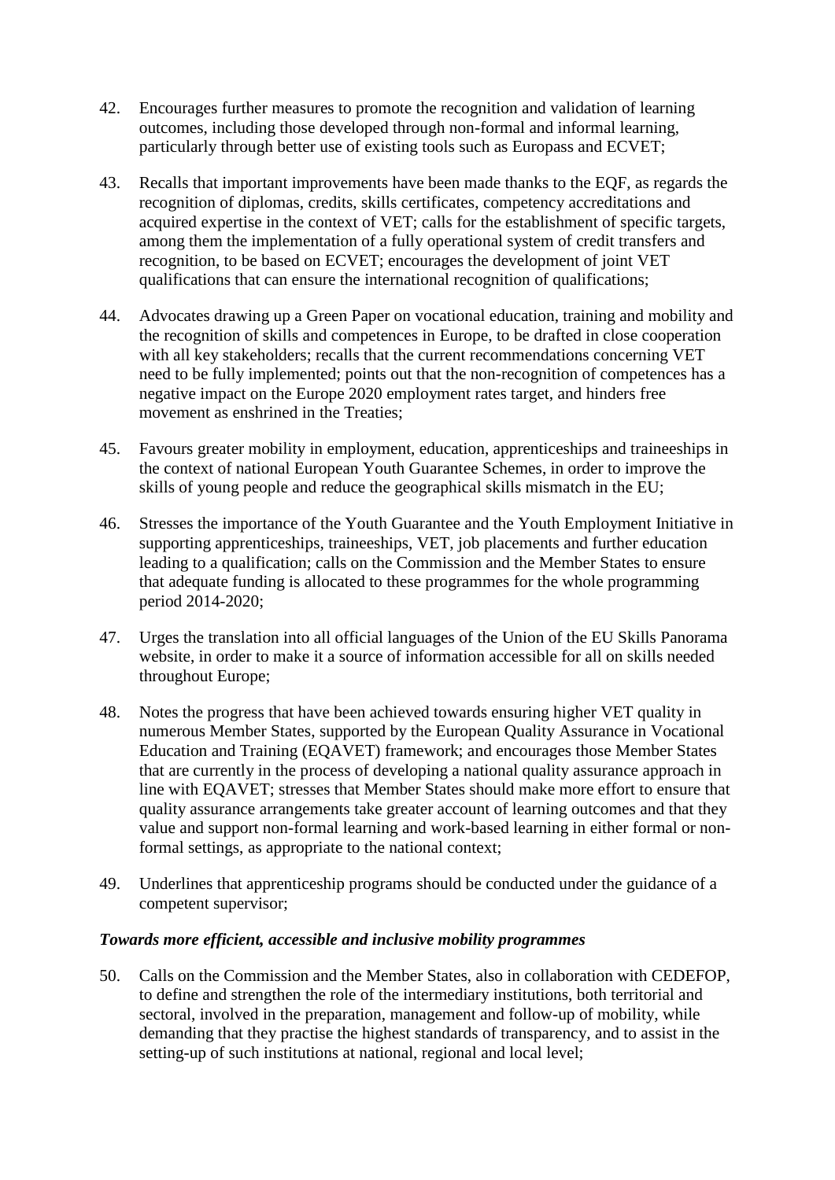42. Encourages further measures to promote the recognition and validation of learning outcomes, including those developed through non-formal and informal learning, particularly through better use of existing tools such as Europass and ECVET;

43. Recalls that important improvements have been made thanks to the EQF, as regards the recognition of diplomas, credits, skills certificates, competency accreditations and acquired expertise in the context of VET; calls for the establishment of specific targets, among them the implementation of a fully operational system of credit transfers and recognition, to be based on ECVET; encourages the development of joint VET qualifications that can ensure the international recognition of qualifications;

44. Advocates drawing up a Green Paper on vocational education, training and mobility and the recognition of skills and competences in Europe, to be drafted in close cooperation with all key stakeholders; recalls that the current recommendations concerning VET need to be fully implemented; points out that the non-recognition of competences has a negative impact on the Europe 2020 employment rates target, and hinders free movement as enshrined in the Treaties;

45. Favours greater mobility in employment, education, apprenticeships and traineeships in the context of national European Youth Guarantee Schemes, in order to improve the skills of young people and reduce the geographical skills mismatch in the EU;

46. Stresses the importance of the Youth Guarantee and the Youth Employment Initiative in supporting apprenticeships, traineeships, VET, job placements and further education leading to a qualification; calls on the Commission and the Member States to ensure that adequate funding is allocated to these programmes for the whole programming period 2014-2020;

47. Urges the translation into all official languages of the Union of the EU Skills Panorama website, in order to make it a source of information accessible for all on skills needed throughout Europe;

48. Notes the progress that have been achieved towards ensuring higher VET quality in numerous Member States, supported by the European Quality Assurance in Vocational Education and Training (EQAVET) framework; and encourages those Member States that are currently in the process of developing a national quality assurance approach in line with EQAVET; stresses that Member States should make more effort to ensure that quality assurance arrangements take greater account of learning outcomes and that they value and support non-formal learning and work-based learning in either formal or non-formal settings, as appropriate to the national context;

49. Underlines that apprenticeship programs should be conducted under the guidance of a competent supervisor;

***Towards more efficient, accessible and inclusive mobility programmes***

50. Calls on the Commission and the Member States, also in collaboration with CEDEFOP, to define and strengthen the role of the intermediary institutions, both territorial and sectoral, involved in the preparation, management and follow-up of mobility, while demanding that they practise the highest standards of transparency, and to assist in the setting-up of such institutions at national, regional and local level;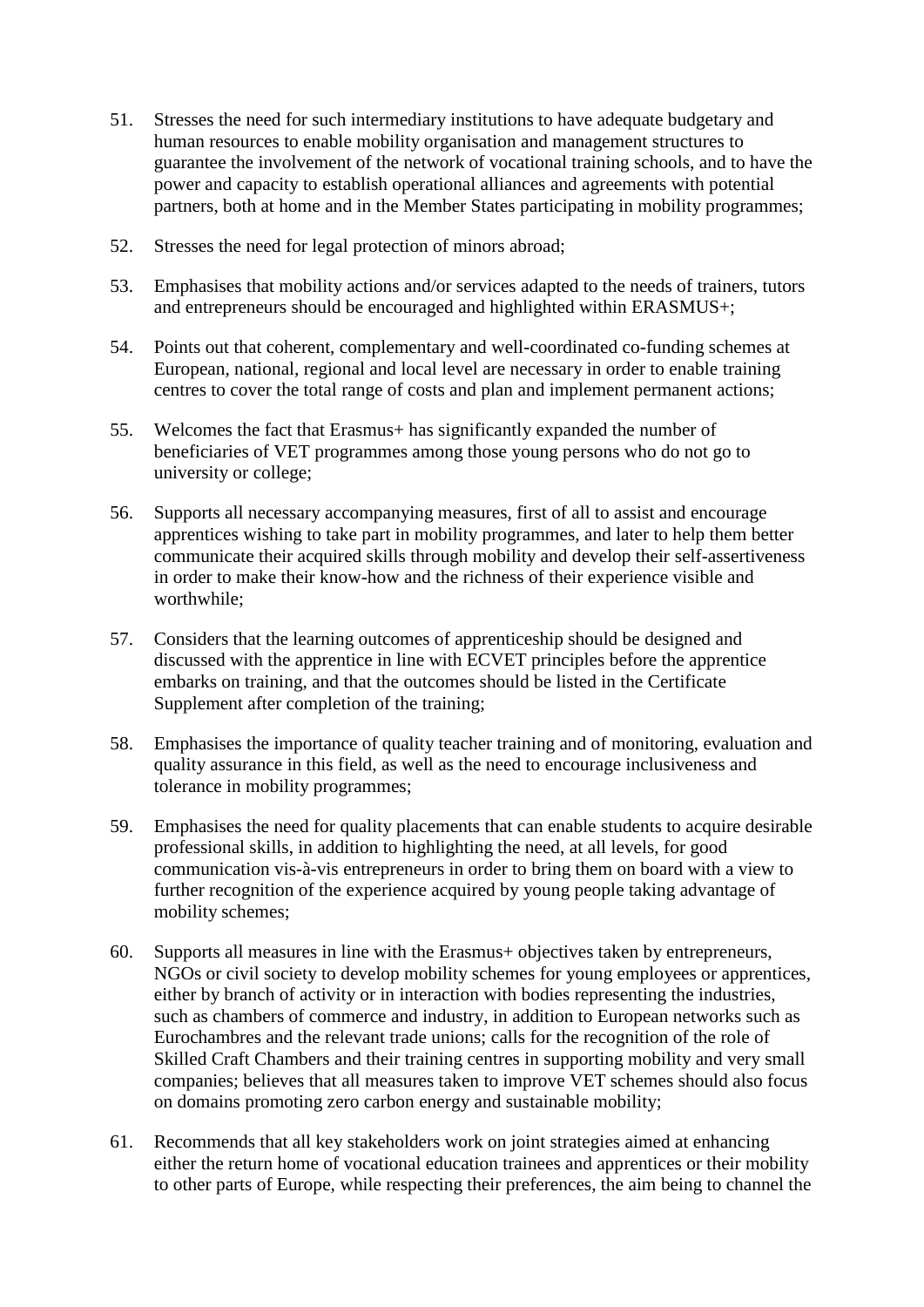51. Stresses the need for such intermediary institutions to have adequate budgetary and human resources to enable mobility organisation and management structures to guarantee the involvement of the network of vocational training schools, and to have the power and capacity to establish operational alliances and agreements with potential partners, both at home and in the Member States participating in mobility programmes;

52. Stresses the need for legal protection of minors abroad;

53. Emphasises that mobility actions and/or services adapted to the needs of trainers, tutors and entrepreneurs should be encouraged and highlighted within ERASMUS+;

54. Points out that coherent, complementary and well-coordinated co-funding schemes at European, national, regional and local level are necessary in order to enable training centres to cover the total range of costs and plan and implement permanent actions;

55. Welcomes the fact that Erasmus+ has significantly expanded the number of beneficiaries of VET programmes among those young persons who do not go to university or college;

56. Supports all necessary accompanying measures, first of all to assist and encourage apprentices wishing to take part in mobility programmes, and later to help them better communicate their acquired skills through mobility and develop their self-assertiveness in order to make their know-how and the richness of their experience visible and worthwhile;

57. Considers that the learning outcomes of apprenticeship should be designed and discussed with the apprentice in line with ECVET principles before the apprentice embarks on training, and that the outcomes should be listed in the Certificate Supplement after completion of the training;

58. Emphasises the importance of quality teacher training and of monitoring, evaluation and quality assurance in this field, as well as the need to encourage inclusiveness and tolerance in mobility programmes;

59. Emphasises the need for quality placements that can enable students to acquire desirable professional skills, in addition to highlighting the need, at all levels, for good communication vis-à-vis entrepreneurs in order to bring them on board with a view to further recognition of the experience acquired by young people taking advantage of mobility schemes;

60. Supports all measures in line with the Erasmus+ objectives taken by entrepreneurs, NGOs or civil society to develop mobility schemes for young employees or apprentices, either by branch of activity or in interaction with bodies representing the industries, such as chambers of commerce and industry, in addition to European networks such as Eurochambres and the relevant trade unions; calls for the recognition of the role of Skilled Craft Chambers and their training centres in supporting mobility and very small companies; believes that all measures taken to improve VET schemes should also focus on domains promoting zero carbon energy and sustainable mobility;

61. Recommends that all key stakeholders work on joint strategies aimed at enhancing either the return home of vocational education trainees and apprentices or their mobility to other parts of Europe, while respecting their preferences, the aim being to channel the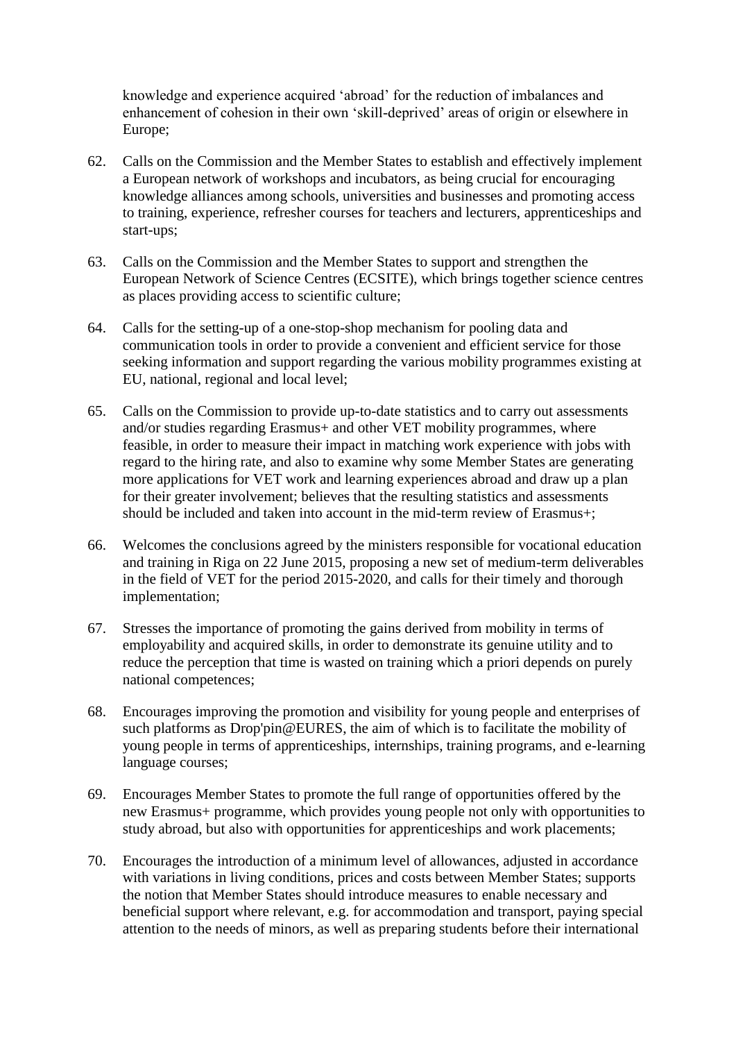knowledge and experience acquired 'abroad' for the reduction of imbalances and enhancement of cohesion in their own 'skill-deprived' areas of origin or elsewhere in Europe;

62. Calls on the Commission and the Member States to establish and effectively implement a European network of workshops and incubators, as being crucial for encouraging knowledge alliances among schools, universities and businesses and promoting access to training, experience, refresher courses for teachers and lecturers, apprenticeships and start-ups;

63. Calls on the Commission and the Member States to support and strengthen the European Network of Science Centres (ECSITE), which brings together science centres as places providing access to scientific culture;

64. Calls for the setting-up of a one-stop-shop mechanism for pooling data and communication tools in order to provide a convenient and efficient service for those seeking information and support regarding the various mobility programmes existing at EU, national, regional and local level;

65. Calls on the Commission to provide up-to-date statistics and to carry out assessments and/or studies regarding Erasmus+ and other VET mobility programmes, where feasible, in order to measure their impact in matching work experience with jobs with regard to the hiring rate, and also to examine why some Member States are generating more applications for VET work and learning experiences abroad and draw up a plan for their greater involvement; believes that the resulting statistics and assessments should be included and taken into account in the mid-term review of Erasmus+;

66. Welcomes the conclusions agreed by the ministers responsible for vocational education and training in Riga on 22 June 2015, proposing a new set of medium-term deliverables in the field of VET for the period 2015-2020, and calls for their timely and thorough implementation;

67. Stresses the importance of promoting the gains derived from mobility in terms of employability and acquired skills, in order to demonstrate its genuine utility and to reduce the perception that time is wasted on training which a priori depends on purely national competences;

68. Encourages improving the promotion and visibility for young people and enterprises of such platforms as Drop'pin@EURES, the aim of which is to facilitate the mobility of young people in terms of apprenticeships, internships, training programs, and e-learning language courses;

69. Encourages Member States to promote the full range of opportunities offered by the new Erasmus+ programme, which provides young people not only with opportunities to study abroad, but also with opportunities for apprenticeships and work placements;

70. Encourages the introduction of a minimum level of allowances, adjusted in accordance with variations in living conditions, prices and costs between Member States; supports the notion that Member States should introduce measures to enable necessary and beneficial support where relevant, e.g. for accommodation and transport, paying special attention to the needs of minors, as well as preparing students before their international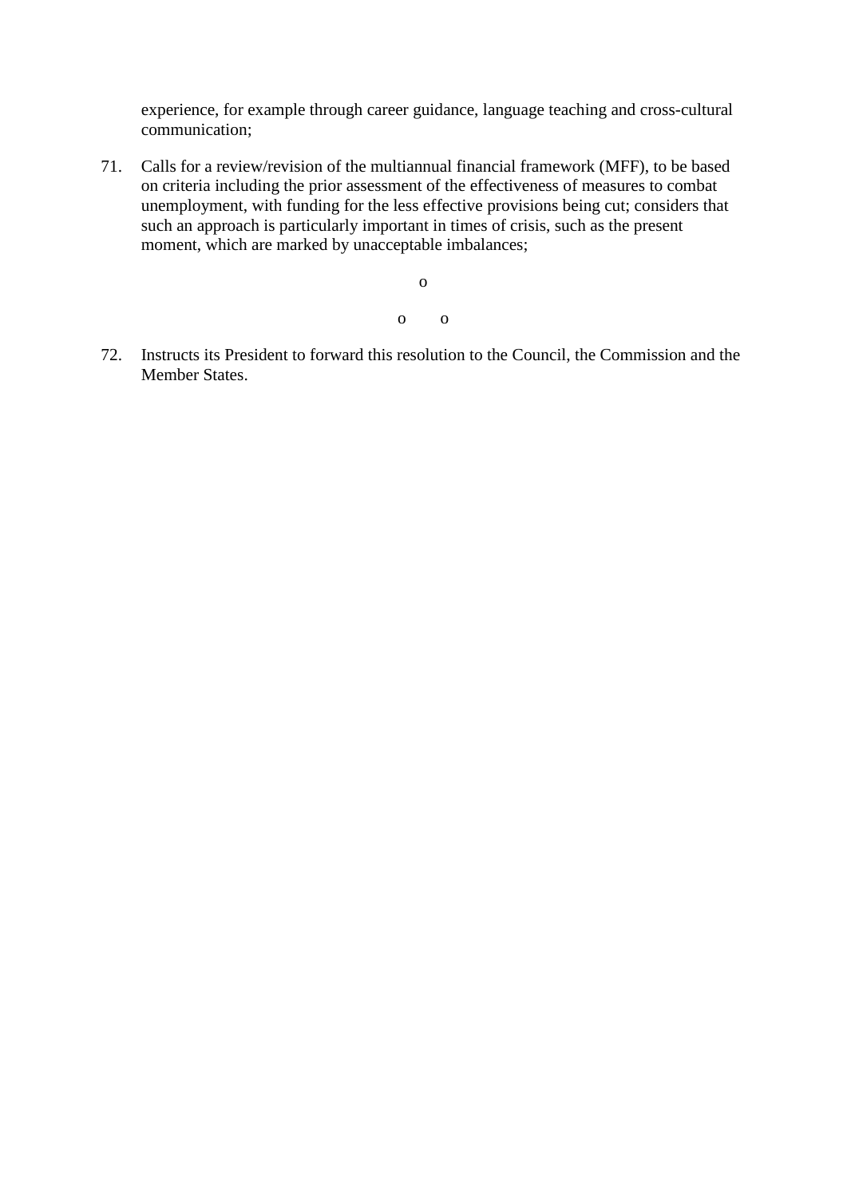experience, for example through career guidance, language teaching and cross-cultural communication;

71. Calls for a review/revision of the multiannual financial framework (MFF), to be based on criteria including the prior assessment of the effectiveness of measures to combat unemployment, with funding for the less effective provisions being cut; considers that such an approach is particularly important in times of crisis, such as the present moment, which are marked by unacceptable imbalances;

o

o o

72. Instructs its President to forward this resolution to the Council, the Commission and the Member States.